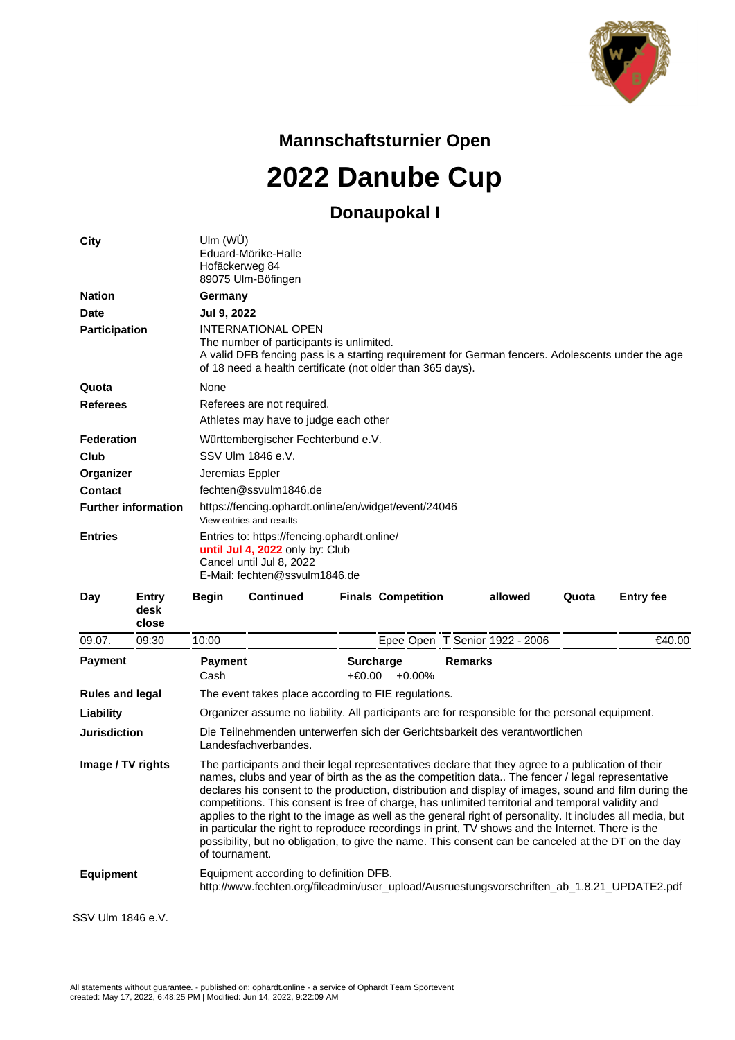## Mannschaftsturnier Open

# 2022 Danube Cup

### Donaupokal I

| | |
|---|---|
| **City** | Ulm (WÜ)<br>Eduard-Mörike-Halle<br>Hofäckerweg 84<br>89075 Ulm-Böfingen |
| **Nation** | **Germany** |
| **Date** | **Jul 9, 2022** |
| **Participation** | INTERNATIONAL OPEN<br>The number of participants is unlimited.<br>A valid DFB fencing pass is a starting requirement for German fencers. Adolescents under the age of 18 need a health certificate (not older than 365 days). |
| **Quota** | None |
| **Referees** | Referees are not required.<br>Athletes may have to judge each other |
| **Federation** | Württembergischer Fechterbund e.V. |
| **Club** | SSV Ulm 1846 e.V. |
| **Organizer** | Jeremias Eppler |
| **Contact** | fechten@ssvulm1846.de |
| **Further information** | https://fencing.ophardt.online/en/widget/event/24046<br>View entries and results |
| **Entries** | Entries to: https://fencing.ophardt.online/<br>**until Jul 4, 2022** only by: Club<br>Cancel until Jul 8, 2022<br>E-Mail: fechten@ssvulm1846.de |

| Day | Entry desk close | Begin | Continued | Finals | Competition | allowed | Quota | Entry fee |
|---|---|---|---|---|---|---|---|---|
| 09.07. | 09:30 | 10:00 | | | Epee Open T Senior | 1922 - 2006 | | €40.00 |

| | | | |
|---|---|---|---|
| **Payment** | **Payment**<br>Cash | **Surcharge**<br>+€0.00 +0.00% | **Remarks** |

| | |
|---|---|
| **Rules and legal** | The event takes place according to FIE regulations. |
| **Liability** | Organizer assume no liability. All participants are for responsible for the personal equipment. |
| **Jurisdiction** | Die Teilnehmenden unterwerfen sich der Gerichtsbarkeit des verantwortlichen Landesfachverbandes. |
| **Image / TV rights** | The participants and their legal representatives declare that they agree to a publication of their names, clubs and year of birth as the as the competition data.. The fencer / legal representative declares his consent to the production, distribution and display of images, sound and film during the competitions. This consent is free of charge, has unlimited territorial and temporal validity and applies to the right to the image as well as the general right of personality. It includes all media, but in particular the right to reproduce recordings in print, TV shows and the Internet. There is the possibility, but no obligation, to give the name. This consent can be canceled at the DT on the day of tournament. |
| **Equipment** | Equipment according to definition DFB.<br>http://www.fechten.org/fileadmin/user_upload/Ausruestungsvorschriften_ab_1.8.21_UPDATE2.pdf |

SSV Ulm 1846 e.V.

All statements without guarantee. - published on: ophardt.online - a service of Ophardt Team Sportevent
created: May 17, 2022, 6:48:25 PM | Modified: Jun 14, 2022, 9:22:09 AM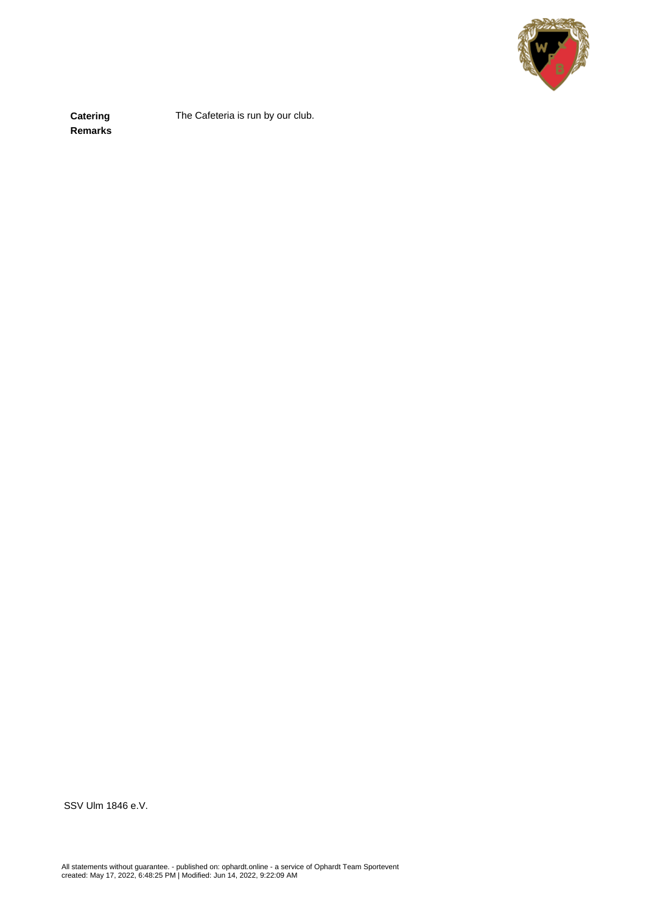| | |
|---|---|
| **Catering Remarks** | The Cafeteria is run by our club. |

SSV Ulm 1846 e.V.

All statements without guarantee. - published on: ophardt.online - a service of Ophardt Team Sportevent
created: May 17, 2022, 6:48:25 PM | Modified: Jun 14, 2022, 9:22:09 AM